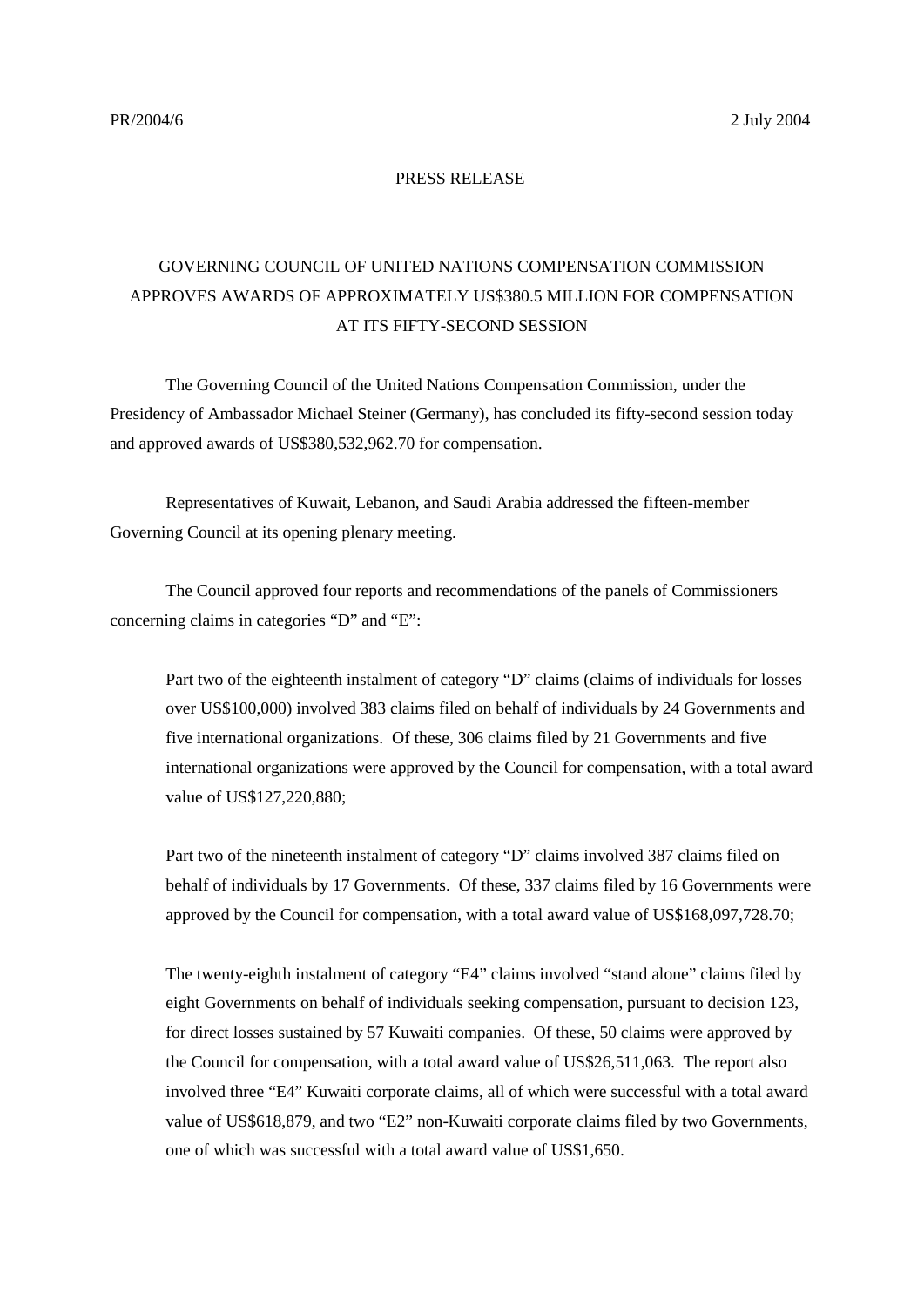PR/2004/6 2 July 2004

PRESS RELEASE

# GOVERNING COUNCIL OF UNITED NATIONS COMPENSATION COMMISSION APPROVES AWARDS OF APPROXIMATELY US$380.5 MILLION FOR COMPENSATION AT ITS FIFTY-SECOND SESSION

The Governing Council of the United Nations Compensation Commission, under the Presidency of Ambassador Michael Steiner (Germany), has concluded its fifty-second session today and approved awards of US$380,532,962.70 for compensation.

Representatives of Kuwait, Lebanon, and Saudi Arabia addressed the fifteen-member Governing Council at its opening plenary meeting.

The Council approved four reports and recommendations of the panels of Commissioners concerning claims in categories "D" and "E":

> Part two of the eighteenth instalment of category "D" claims (claims of individuals for losses over US$100,000) involved 383 claims filed on behalf of individuals by 24 Governments and five international organizations. Of these, 306 claims filed by 21 Governments and five international organizations were approved by the Council for compensation, with a total award value of US$127,220,880;
>
> Part two of the nineteenth instalment of category "D" claims involved 387 claims filed on behalf of individuals by 17 Governments. Of these, 337 claims filed by 16 Governments were approved by the Council for compensation, with a total award value of US$168,097,728.70;
>
> The twenty-eighth instalment of category "E4" claims involved "stand alone" claims filed by eight Governments on behalf of individuals seeking compensation, pursuant to decision 123, for direct losses sustained by 57 Kuwaiti companies. Of these, 50 claims were approved by the Council for compensation, with a total award value of US$26,511,063. The report also involved three "E4" Kuwaiti corporate claims, all of which were successful with a total award value of US$618,879, and two "E2" non-Kuwaiti corporate claims filed by two Governments, one of which was successful with a total award value of US$1,650.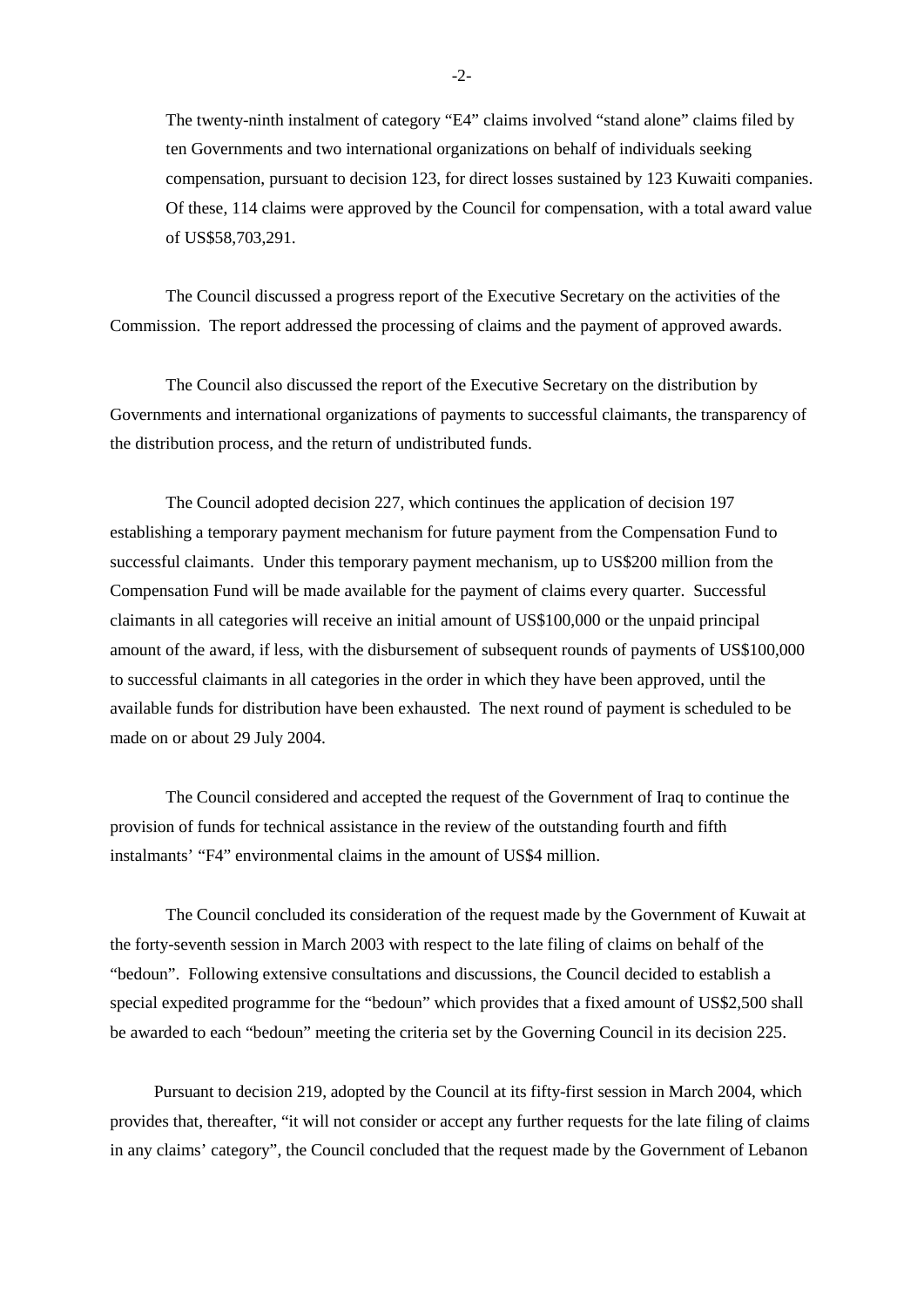The twenty-ninth instalment of category “E4” claims involved “stand alone” claims filed by ten Governments and two international organizations on behalf of individuals seeking compensation, pursuant to decision 123, for direct losses sustained by 123 Kuwaiti companies. Of these, 114 claims were approved by the Council for compensation, with a total award value of US$58,703,291.

The Council discussed a progress report of the Executive Secretary on the activities of the Commission. The report addressed the processing of claims and the payment of approved awards.

The Council also discussed the report of the Executive Secretary on the distribution by Governments and international organizations of payments to successful claimants, the transparency of the distribution process, and the return of undistributed funds.

The Council adopted decision 227, which continues the application of decision 197 establishing a temporary payment mechanism for future payment from the Compensation Fund to successful claimants. Under this temporary payment mechanism, up to US$200 million from the Compensation Fund will be made available for the payment of claims every quarter. Successful claimants in all categories will receive an initial amount of US$100,000 or the unpaid principal amount of the award, if less, with the disbursement of subsequent rounds of payments of US$100,000 to successful claimants in all categories in the order in which they have been approved, until the available funds for distribution have been exhausted. The next round of payment is scheduled to be made on or about 29 July 2004.

The Council considered and accepted the request of the Government of Iraq to continue the provision of funds for technical assistance in the review of the outstanding fourth and fifth instalments’ “F4” environmental claims in the amount of US$4 million.

The Council concluded its consideration of the request made by the Government of Kuwait at the forty-seventh session in March 2003 with respect to the late filing of claims on behalf of the “bedoun”. Following extensive consultations and discussions, the Council decided to establish a special expedited programme for the “bedoun” which provides that a fixed amount of US$2,500 shall be awarded to each “bedoun” meeting the criteria set by the Governing Council in its decision 225.

Pursuant to decision 219, adopted by the Council at its fifty-first session in March 2004, which provides that, thereafter, “it will not consider or accept any further requests for the late filing of claims in any claims’ category”, the Council concluded that the request made by the Government of Lebanon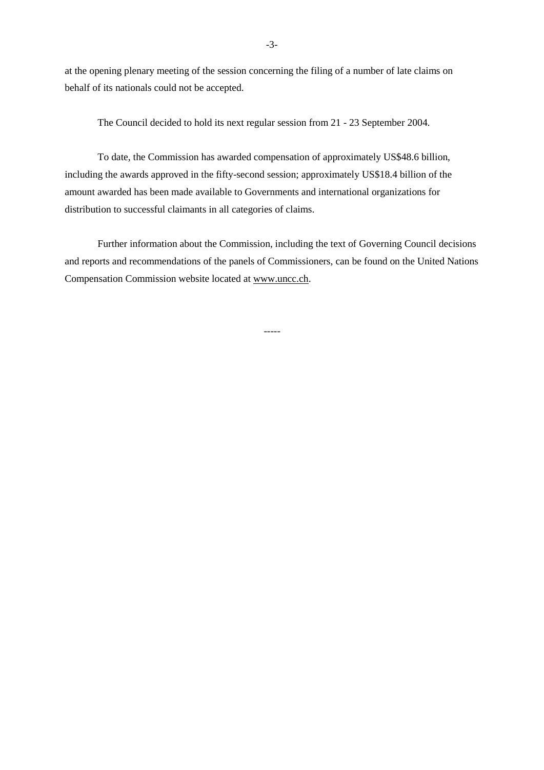at the opening plenary meeting of the session concerning the filing of a number of late claims on behalf of its nationals could not be accepted.

The Council decided to hold its next regular session from 21 - 23 September 2004.

To date, the Commission has awarded compensation of approximately US$48.6 billion, including the awards approved in the fifty-second session; approximately US$18.4 billion of the amount awarded has been made available to Governments and international organizations for distribution to successful claimants in all categories of claims.

Further information about the Commission, including the text of Governing Council decisions and reports and recommendations of the panels of Commissioners, can be found on the United Nations Compensation Commission website located at www.uncc.ch.

-----